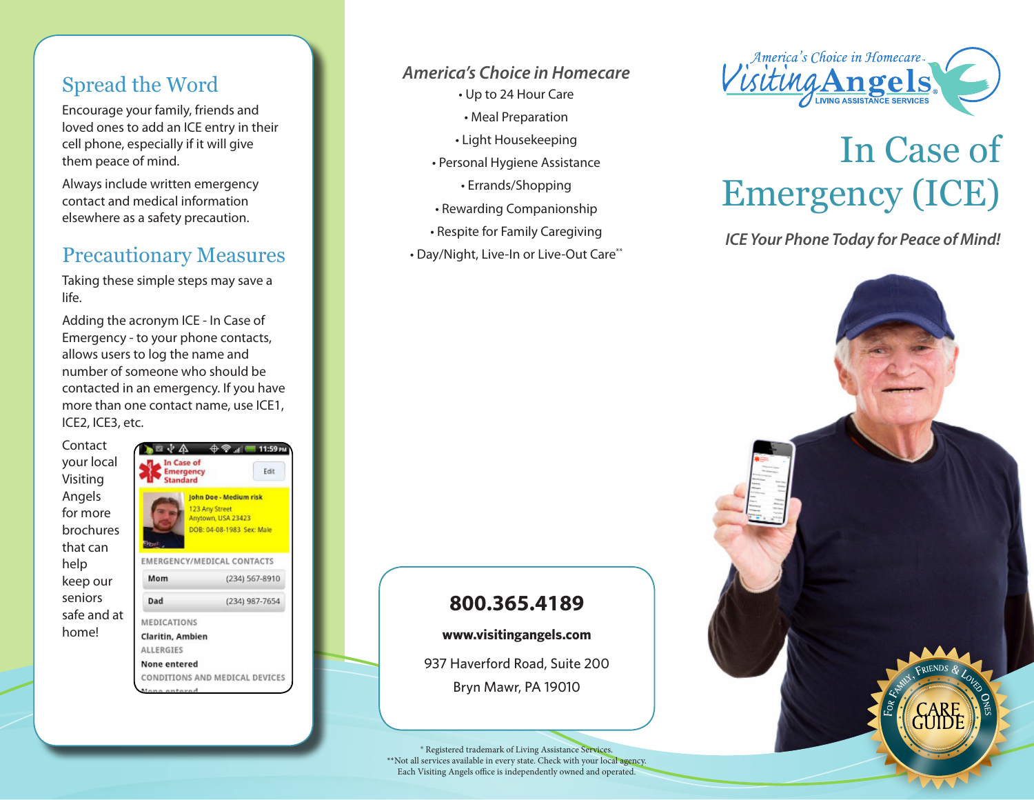## Spread the Word

Encourage your family, friends and loved ones to add an ICE entry in their cell phone, especially if it will give them peace of mind.

Always include written emergency contact and medical information elsewhere as a safety precaution.

## Precautionary Measures

Taking these simple steps may save a life.

Adding the acronym ICE - In Case of Emergency - to your phone contacts, allows users to log the name and number of someone who should be contacted in an emergency. If you have more than one contact name, use ICE1, ICE2, ICE3, etc.

Contact your local Visiting Angels for more brochures that can help keep our seniors safe and at home!

*America's Choice in Homecare*

- Up to 24 Hour Care
- Meal Preparation
- Light Housekeeping
- Personal Hygiene Assistance
- Errands/Shopping
- Rewarding Companionship
- Respite for Family Caregiving
- Day/Night, Live-In or Live-Out Care**

**800.365.4189**

**www.visitingangels.com**

937 Haverford Road, Suite 200
Bryn Mawr, PA 19010

® Registered trademark of Living Assistance Services.
**Not all services available in every state. Check with your local agency.
Each Visiting Angels office is independently owned and operated.

*America's Choice in Homecare*
Visiting Angels®
LIVING ASSISTANCE SERVICES

# In Case of Emergency (ICE)

*ICE Your Phone Today for Peace of Mind!*

For Family, Friends & Loved Ones
CARE GUIDE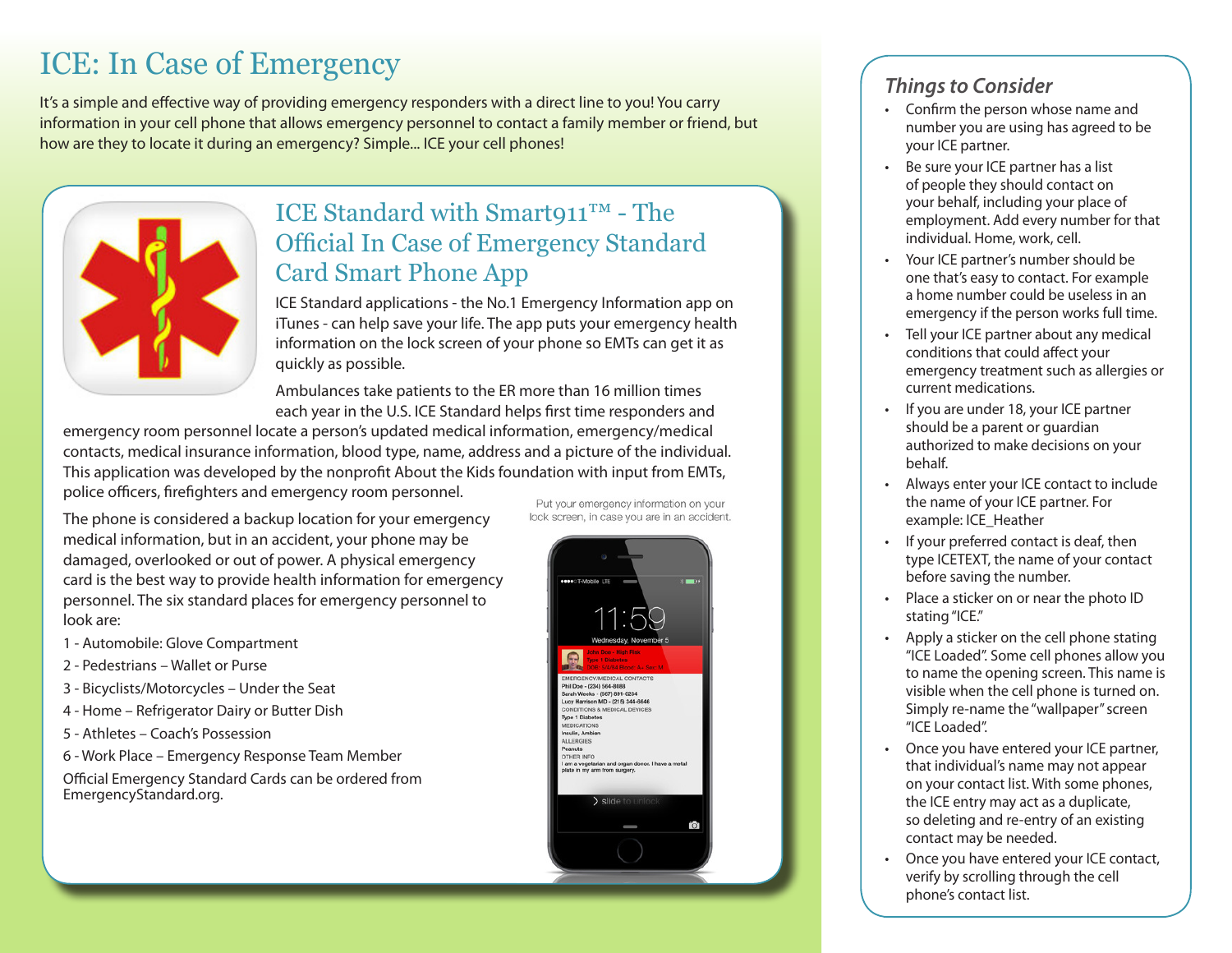# ICE: In Case of Emergency

It's a simple and effective way of providing emergency responders with a direct line to you! You carry information in your cell phone that allows emergency personnel to contact a family member or friend, but how are they to locate it during an emergency? Simple... ICE your cell phones!

## ICE Standard with Smart911™ - The Official In Case of Emergency Standard Card Smart Phone App

ICE Standard applications - the No.1 Emergency Information app on iTunes - can help save your life. The app puts your emergency health information on the lock screen of your phone so EMTs can get it as quickly as possible.

Ambulances take patients to the ER more than 16 million times each year in the U.S. ICE Standard helps first time responders and emergency room personnel locate a person's updated medical information, emergency/medical contacts, medical insurance information, blood type, name, address and a picture of the individual. This application was developed by the nonprofit About the Kids foundation with input from EMTs, police officers, firefighters and emergency room personnel.

The phone is considered a backup location for your emergency medical information, but in an accident, your phone may be damaged, overlooked or out of power. A physical emergency card is the best way to provide health information for emergency personnel. The six standard places for emergency personnel to look are:

1 - Automobile: Glove Compartment
2 - Pedestrians – Wallet or Purse
3 - Bicyclists/Motorcycles – Under the Seat
4 - Home – Refrigerator Dairy or Butter Dish
5 - Athletes – Coach's Possession
6 - Work Place – Emergency Response Team Member

Official Emergency Standard Cards can be ordered from EmergencyStandard.org.

Put your emergency information on your lock screen, in case you are in an accident.

### *Things to Consider*

- Confirm the person whose name and number you are using has agreed to be your ICE partner.
- Be sure your ICE partner has a list of people they should contact on your behalf, including your place of employment. Add every number for that individual. Home, work, cell.
- Your ICE partner's number should be one that's easy to contact. For example a home number could be useless in an emergency if the person works full time.
- Tell your ICE partner about any medical conditions that could affect your emergency treatment such as allergies or current medications.
- If you are under 18, your ICE partner should be a parent or guardian authorized to make decisions on your behalf.
- Always enter your ICE contact to include the name of your ICE partner. For example: ICE_Heather
- If your preferred contact is deaf, then type ICETEXT, the name of your contact before saving the number.
- Place a sticker on or near the photo ID stating "ICE."
- Apply a sticker on the cell phone stating "ICE Loaded". Some cell phones allow you to name the opening screen. This name is visible when the cell phone is turned on. Simply re-name the "wallpaper" screen "ICE Loaded".
- Once you have entered your ICE partner, that individual's name may not appear on your contact list. With some phones, the ICE entry may act as a duplicate, so deleting and re-entry of an existing contact may be needed.
- Once you have entered your ICE contact, verify by scrolling through the cell phone's contact list.